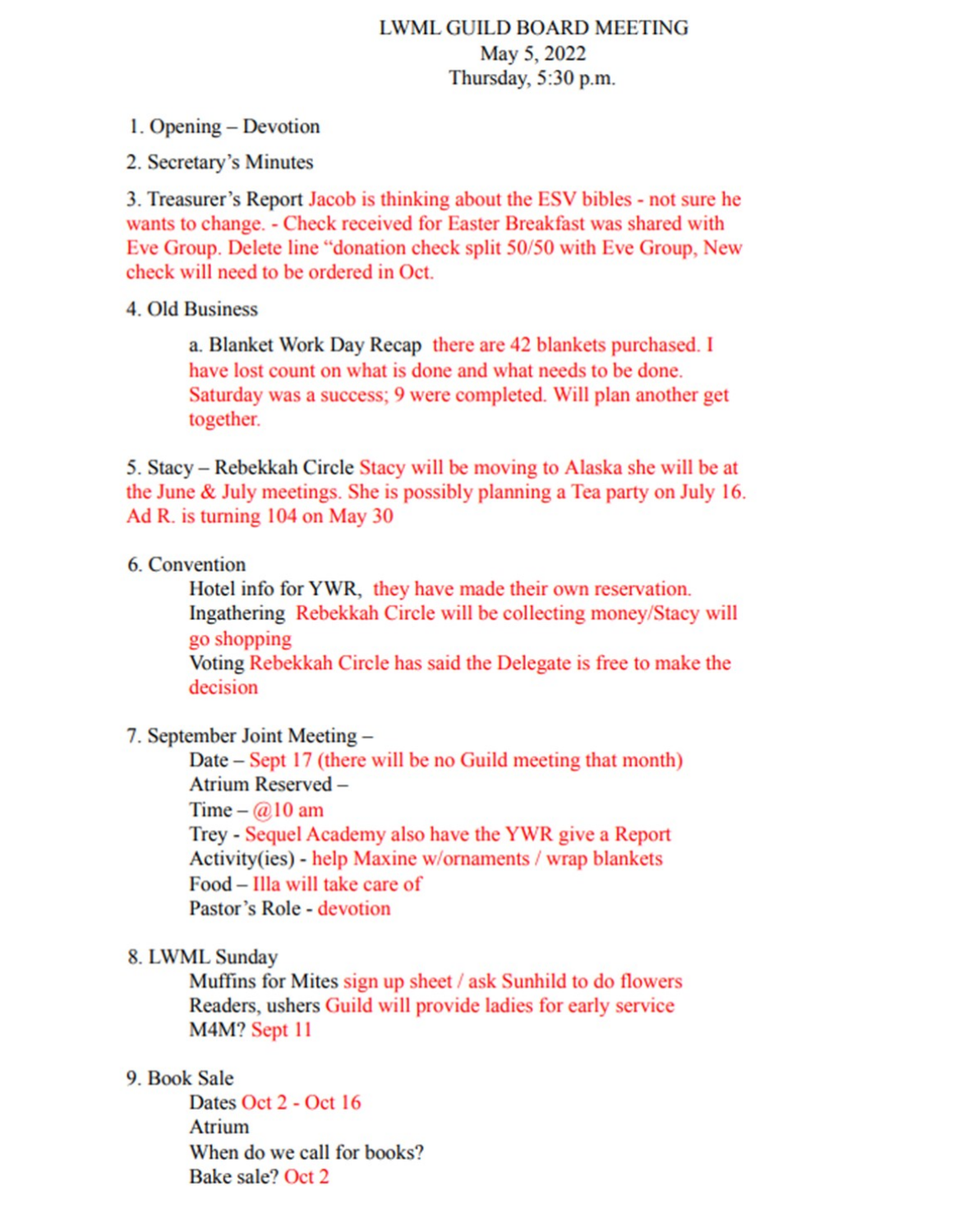# LWML GUILD BOARD MEETING

May 5, 2022

Thursday, 5:30 p.m.

1. Opening – Devotion

2. Secretary's Minutes

3. Treasurer's Report Jacob is thinking about the ESV bibles - not sure he wants to change. - Check received for Easter Breakfast was shared with Eve Group. Delete line "donation check split 50/50 with Eve Group, New check will need to be ordered in Oct.

4. Old Business

   a. Blanket Work Day Recap there are 42 blankets purchased. I have lost count on what is done and what needs to be done. Saturday was a success; 9 were completed. Will plan another get together.

5. Stacy – Rebekkah Circle Stacy will be moving to Alaska she will be at the June & July meetings. She is possibly planning a Tea party on July 16. Ad R. is turning 104 on May 30

6. Convention

   Hotel info for YWR, they have made their own reservation.
   Ingathering Rebekkah Circle will be collecting money/Stacy will go shopping
   Voting Rebekkah Circle has said the Delegate is free to make the decision

7. September Joint Meeting –

   Date – Sept 17 (there will be no Guild meeting that month)
   Atrium Reserved –
   Time – @10 am
   Trey - Sequel Academy also have the YWR give a Report
   Activity(ies) - help Maxine w/ornaments / wrap blankets
   Food – Illa will take care of
   Pastor's Role - devotion

8. LWML Sunday

   Muffins for Mites sign up sheet / ask Sunhild to do flowers
   Readers, ushers Guild will provide ladies for early service
   M4M? Sept 11

9. Book Sale

   Dates Oct 2 - Oct 16
   Atrium
   When do we call for books?
   Bake sale? Oct 2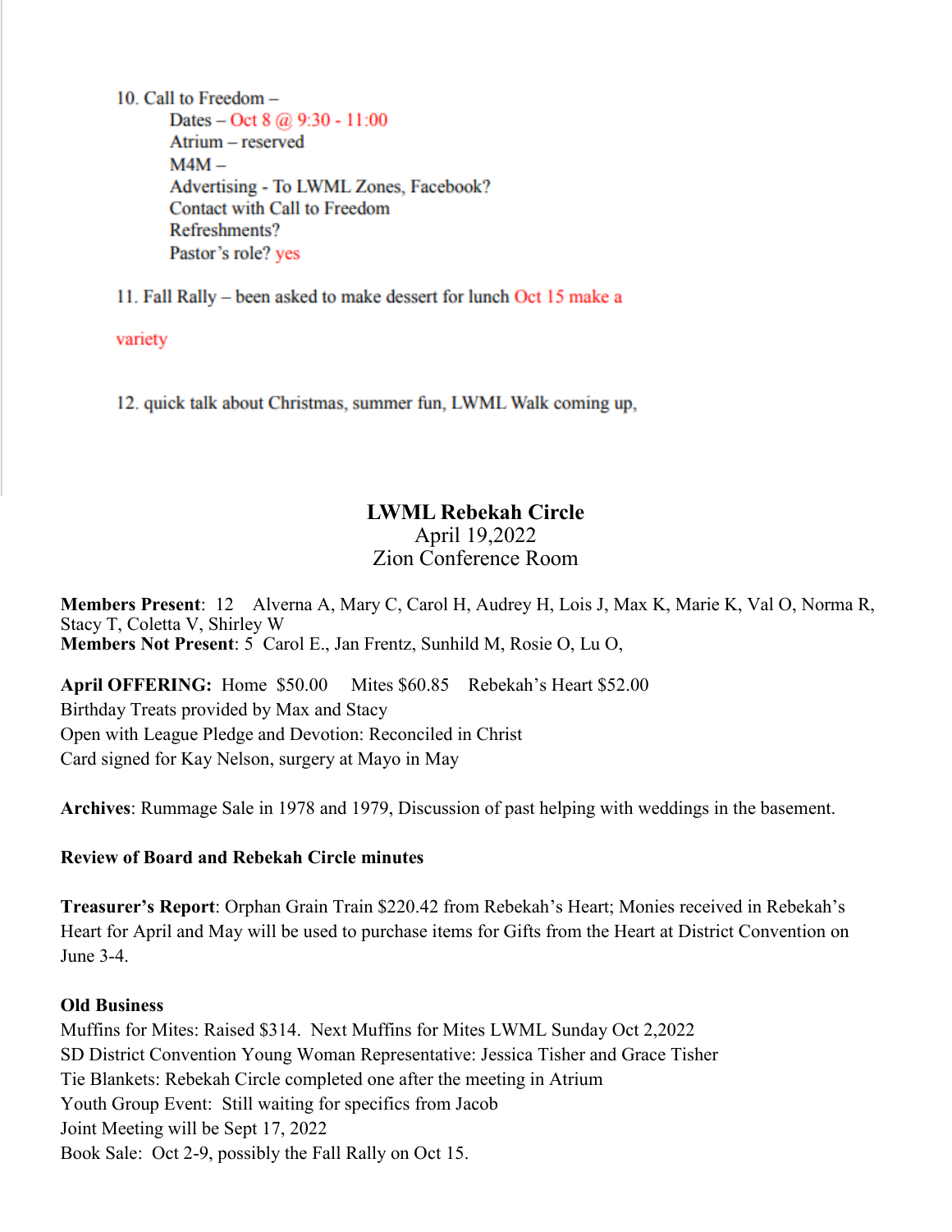10. Call to Freedom –
    - Dates – Oct 8 @ 9:30 - 11:00
    - Atrium – reserved
    - M4M –
    - Advertising - To LWML Zones, Facebook?
    - Contact with Call to Freedom
    - Refreshments?
    - Pastor's role? yes

11. Fall Rally – been asked to make dessert for lunch Oct 15 make a variety

12. quick talk about Christmas, summer fun, LWML Walk coming up,

## LWML Rebekah Circle

April 19,2022

Zion Conference Room

**Members Present**: 12 Alverna A, Mary C, Carol H, Audrey H, Lois J, Max K, Marie K, Val O, Norma R, Stacy T, Coletta V, Shirley W

**Members Not Present**: 5 Carol E., Jan Frentz, Sunhild M, Rosie O, Lu O,

**April OFFERING:** Home $50.00 Mites $60.85 Rebekah's Heart $52.00

Birthday Treats provided by Max and Stacy

Open with League Pledge and Devotion: Reconciled in Christ

Card signed for Kay Nelson, surgery at Mayo in May

**Archives**: Rummage Sale in 1978 and 1979, Discussion of past helping with weddings in the basement.

**Review of Board and Rebekah Circle minutes**

**Treasurer's Report**: Orphan Grain Train $220.42 from Rebekah's Heart; Monies received in Rebekah's Heart for April and May will be used to purchase items for Gifts from the Heart at District Convention on June 3-4.

**Old Business**

Muffins for Mites: Raised $314. Next Muffins for Mites LWML Sunday Oct 2,2022

SD District Convention Young Woman Representative: Jessica Tisher and Grace Tisher

Tie Blankets: Rebekah Circle completed one after the meeting in Atrium

Youth Group Event: Still waiting for specifics from Jacob

Joint Meeting will be Sept 17, 2022

Book Sale: Oct 2-9, possibly the Fall Rally on Oct 15.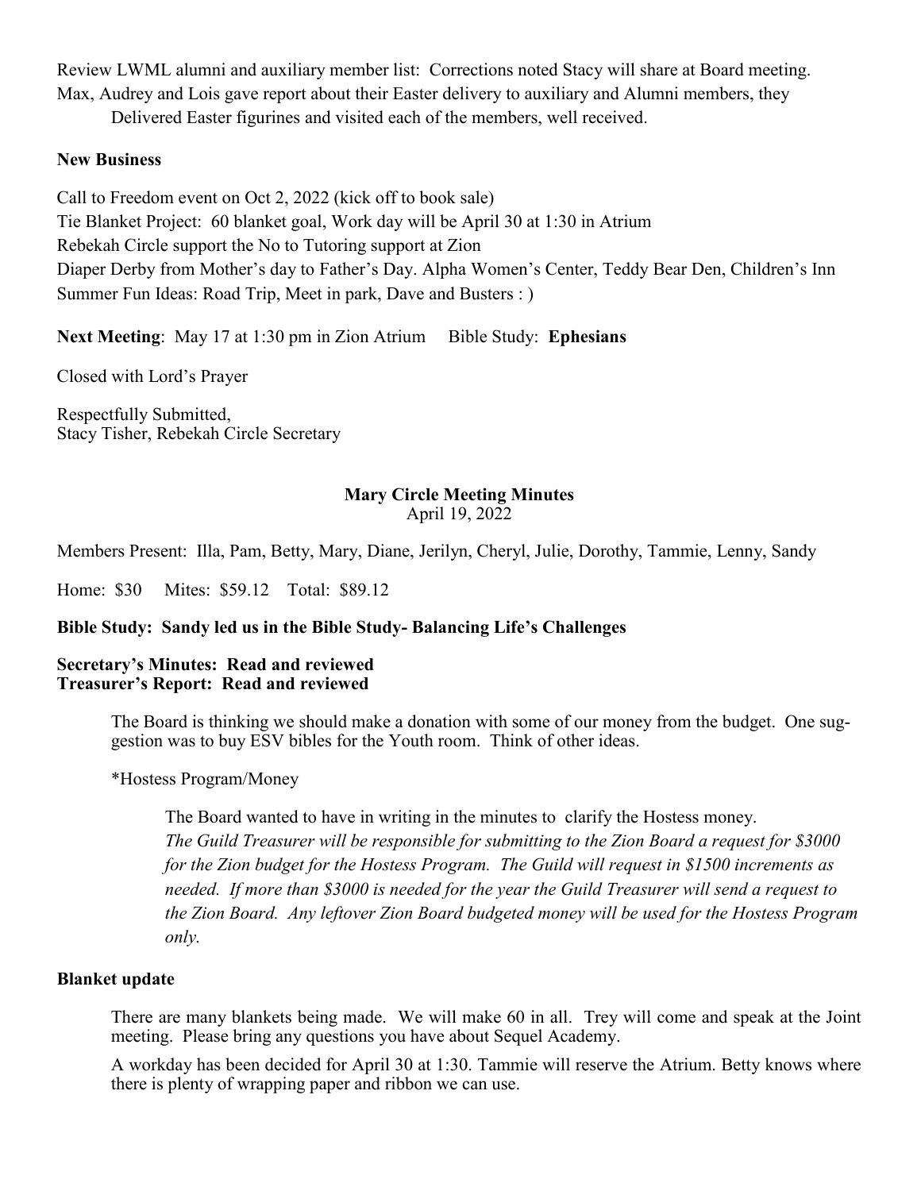Review LWML alumni and auxiliary member list: Corrections noted Stacy will share at Board meeting.
Max, Audrey and Lois gave report about their Easter delivery to auxiliary and Alumni members, they Delivered Easter figurines and visited each of the members, well received.

**New Business**

Call to Freedom event on Oct 2, 2022 (kick off to book sale)
Tie Blanket Project: 60 blanket goal, Work day will be April 30 at 1:30 in Atrium
Rebekah Circle support the No to Tutoring support at Zion
Diaper Derby from Mother's day to Father's Day. Alpha Women's Center, Teddy Bear Den, Children's Inn
Summer Fun Ideas: Road Trip, Meet in park, Dave and Busters : )

**Next Meeting**: May 17 at 1:30 pm in Zion Atrium Bible Study: **Ephesians**

Closed with Lord's Prayer

Respectfully Submitted,
Stacy Tisher, Rebekah Circle Secretary

## Mary Circle Meeting Minutes

April 19, 2022

Members Present: Illa, Pam, Betty, Mary, Diane, Jerilyn, Cheryl, Julie, Dorothy, Tammie, Lenny, Sandy

Home: $30 Mites: $59.12 Total: $89.12

**Bible Study: Sandy led us in the Bible Study- Balancing Life's Challenges**

**Secretary's Minutes: Read and reviewed**
**Treasurer's Report: Read and reviewed**

The Board is thinking we should make a donation with some of our money from the budget. One suggestion was to buy ESV bibles for the Youth room. Think of other ideas.

*Hostess Program/Money

The Board wanted to have in writing in the minutes to clarify the Hostess money.
*The Guild Treasurer will be responsible for submitting to the Zion Board a request for $3000 for the Zion budget for the Hostess Program. The Guild will request in $1500 increments as needed. If more than $3000 is needed for the year the Guild Treasurer will send a request to the Zion Board. Any leftover Zion Board budgeted money will be used for the Hostess Program only.*

**Blanket update**

There are many blankets being made. We will make 60 in all. Trey will come and speak at the Joint meeting. Please bring any questions you have about Sequel Academy.

A workday has been decided for April 30 at 1:30. Tammie will reserve the Atrium. Betty knows where there is plenty of wrapping paper and ribbon we can use.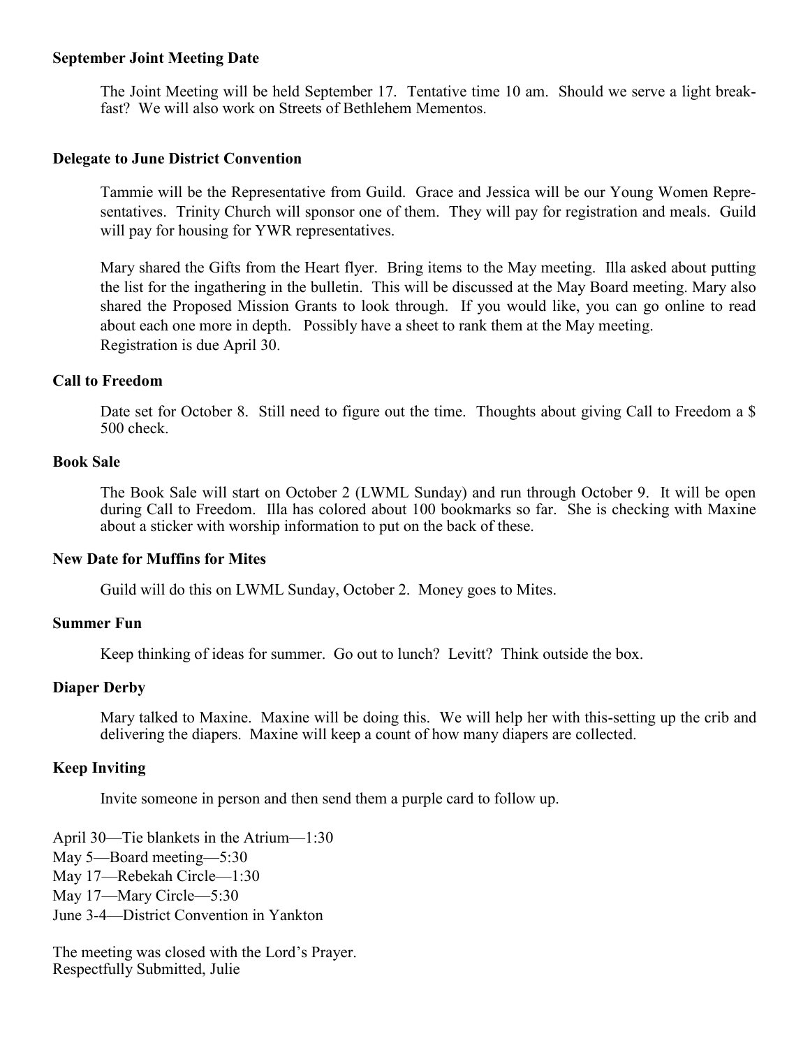**September Joint Meeting Date**

The Joint Meeting will be held September 17. Tentative time 10 am. Should we serve a light breakfast? We will also work on Streets of Bethlehem Mementos.

**Delegate to June District Convention**

Tammie will be the Representative from Guild. Grace and Jessica will be our Young Women Representatives. Trinity Church will sponsor one of them. They will pay for registration and meals. Guild will pay for housing for YWR representatives.

Mary shared the Gifts from the Heart flyer. Bring items to the May meeting. Illa asked about putting the list for the ingathering in the bulletin. This will be discussed at the May Board meeting. Mary also shared the Proposed Mission Grants to look through. If you would like, you can go online to read about each one more in depth. Possibly have a sheet to rank them at the May meeting.
Registration is due April 30.

**Call to Freedom**

Date set for October 8. Still need to figure out the time. Thoughts about giving Call to Freedom a $ 500 check.

**Book Sale**

The Book Sale will start on October 2 (LWML Sunday) and run through October 9. It will be open during Call to Freedom. Illa has colored about 100 bookmarks so far. She is checking with Maxine about a sticker with worship information to put on the back of these.

**New Date for Muffins for Mites**

Guild will do this on LWML Sunday, October 2. Money goes to Mites.

**Summer Fun**

Keep thinking of ideas for summer. Go out to lunch? Levitt? Think outside the box.

**Diaper Derby**

Mary talked to Maxine. Maxine will be doing this. We will help her with this-setting up the crib and delivering the diapers. Maxine will keep a count of how many diapers are collected.

**Keep Inviting**

Invite someone in person and then send them a purple card to follow up.

April 30—Tie blankets in the Atrium—1:30
May 5—Board meeting—5:30
May 17—Rebekah Circle—1:30
May 17—Mary Circle—5:30
June 3-4—District Convention in Yankton

The meeting was closed with the Lord's Prayer.
Respectfully Submitted, Julie